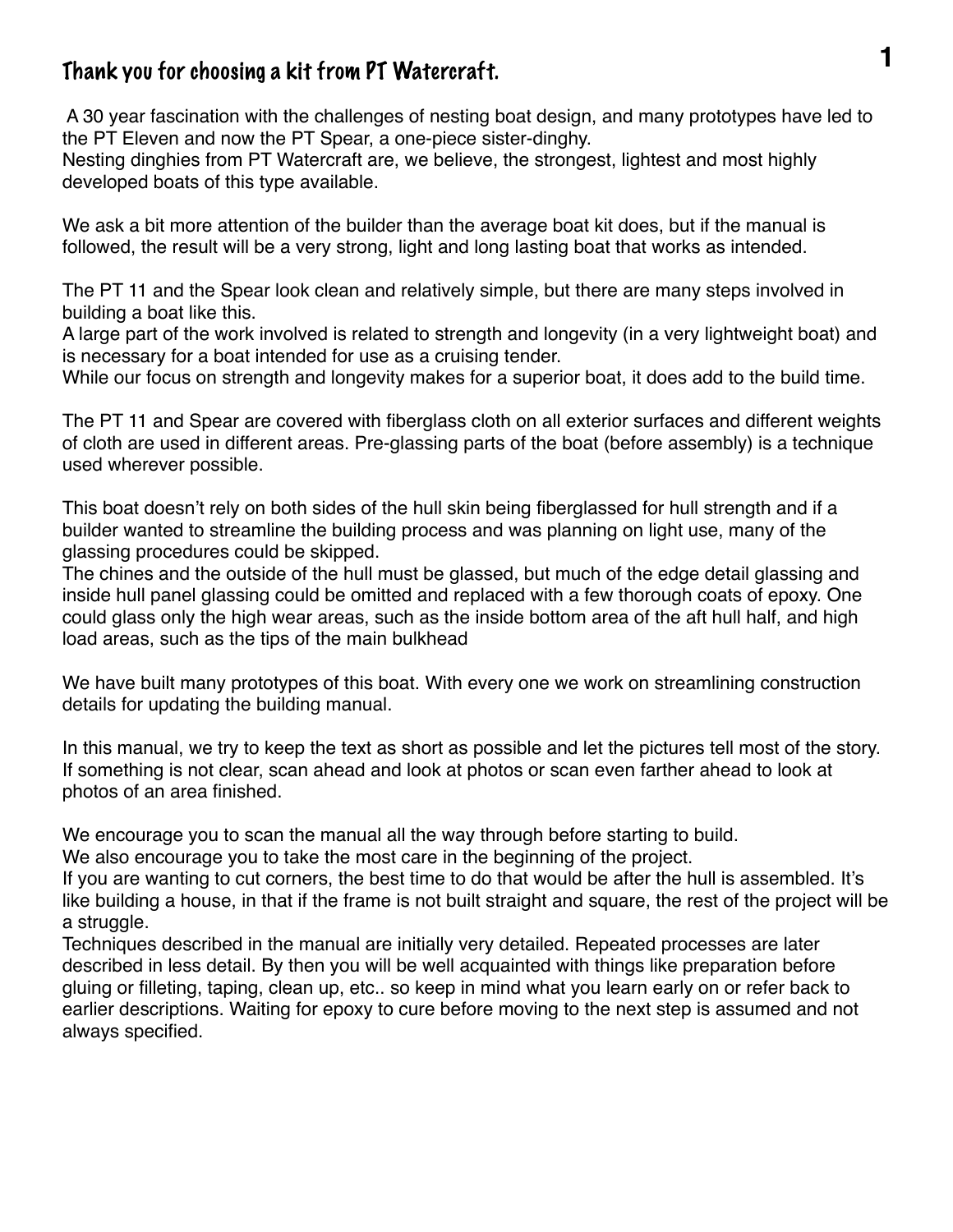## Thank you for choosing a kit from PT Watercraft.

A 30 year fascination with the challenges of nesting boat design, and many prototypes have led to the PT Eleven and now the PT Spear, a one-piece sister-dinghy.
Nesting dinghies from PT Watercraft are, we believe, the strongest, lightest and most highly developed boats of this type available.

We ask a bit more attention of the builder than the average boat kit does, but if the manual is followed, the result will be a very strong, light and long lasting boat that works as intended.

The PT 11 and the Spear look clean and relatively simple, but there are many steps involved in building a boat like this.
A large part of the work involved is related to strength and longevity (in a very lightweight boat) and is necessary for a boat intended for use as a cruising tender.
While our focus on strength and longevity makes for a superior boat, it does add to the build time.

The PT 11 and Spear are covered with fiberglass cloth on all exterior surfaces and different weights of cloth are used in different areas. Pre-glassing parts of the boat (before assembly) is a technique used wherever possible.

This boat doesn't rely on both sides of the hull skin being fiberglassed for hull strength and if a builder wanted to streamline the building process and was planning on light use, many of the glassing procedures could be skipped.
The chines and the outside of the hull must be glassed, but much of the edge detail glassing and inside hull panel glassing could be omitted and replaced with a few thorough coats of epoxy. One could glass only the high wear areas, such as the inside bottom area of the aft hull half, and high load areas, such as the tips of the main bulkhead

We have built many prototypes of this boat. With every one we work on streamlining construction details for updating the building manual.

In this manual, we try to keep the text as short as possible and let the pictures tell most of the story. If something is not clear, scan ahead and look at photos or scan even farther ahead to look at photos of an area finished.

We encourage you to scan the manual all the way through before starting to build.
We also encourage you to take the most care in the beginning of the project.
If you are wanting to cut corners, the best time to do that would be after the hull is assembled. It's like building a house, in that if the frame is not built straight and square, the rest of the project will be a struggle.
Techniques described in the manual are initially very detailed. Repeated processes are later described in less detail. By then you will be well acquainted with things like preparation before gluing or filleting, taping, clean up, etc.. so keep in mind what you learn early on or refer back to earlier descriptions. Waiting for epoxy to cure before moving to the next step is assumed and not always specified.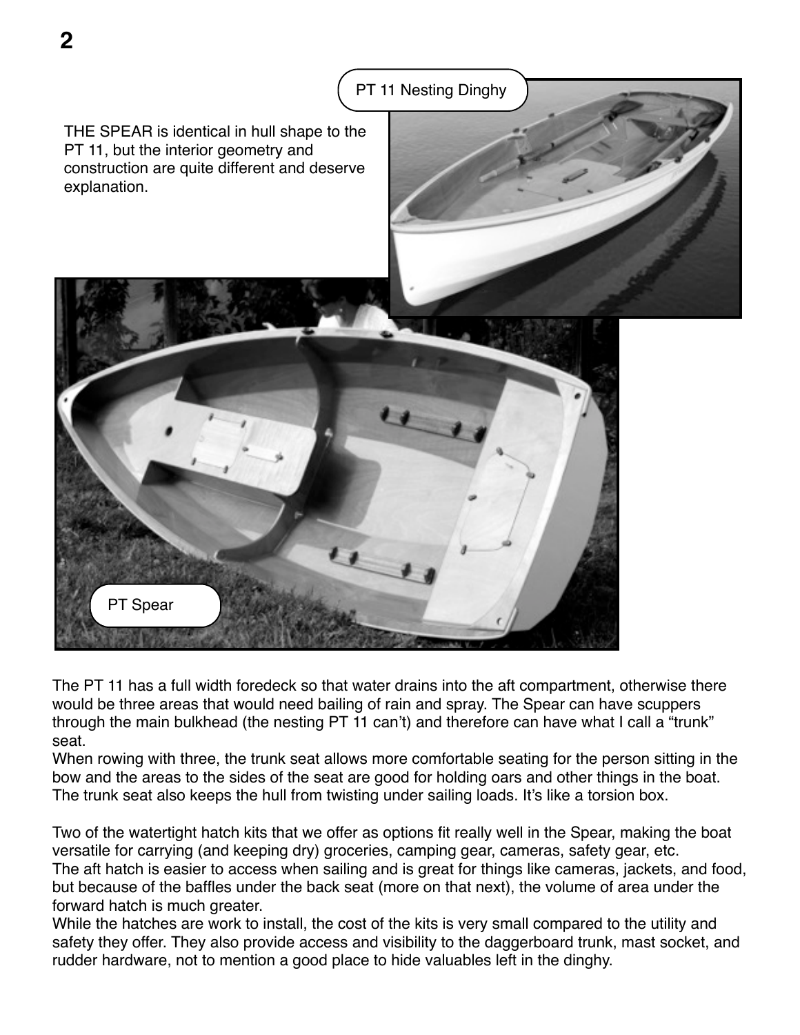THE SPEAR is identical in hull shape to the PT 11, but the interior geometry and construction are quite different and deserve explanation.

PT 11 Nesting Dinghy

PT Spear

The PT 11 has a full width foredeck so that water drains into the aft compartment, otherwise there would be three areas that would need bailing of rain and spray. The Spear can have scuppers through the main bulkhead (the nesting PT 11 can't) and therefore can have what I call a "trunk" seat.

When rowing with three, the trunk seat allows more comfortable seating for the person sitting in the bow and the areas to the sides of the seat are good for holding oars and other things in the boat. The trunk seat also keeps the hull from twisting under sailing loads. It's like a torsion box.

Two of the watertight hatch kits that we offer as options fit really well in the Spear, making the boat versatile for carrying (and keeping dry) groceries, camping gear, cameras, safety gear, etc.

The aft hatch is easier to access when sailing and is great for things like cameras, jackets, and food, but because of the baffles under the back seat (more on that next), the volume of area under the forward hatch is much greater.

While the hatches are work to install, the cost of the kits is very small compared to the utility and safety they offer. They also provide access and visibility to the daggerboard trunk, mast socket, and rudder hardware, not to mention a good place to hide valuables left in the dinghy.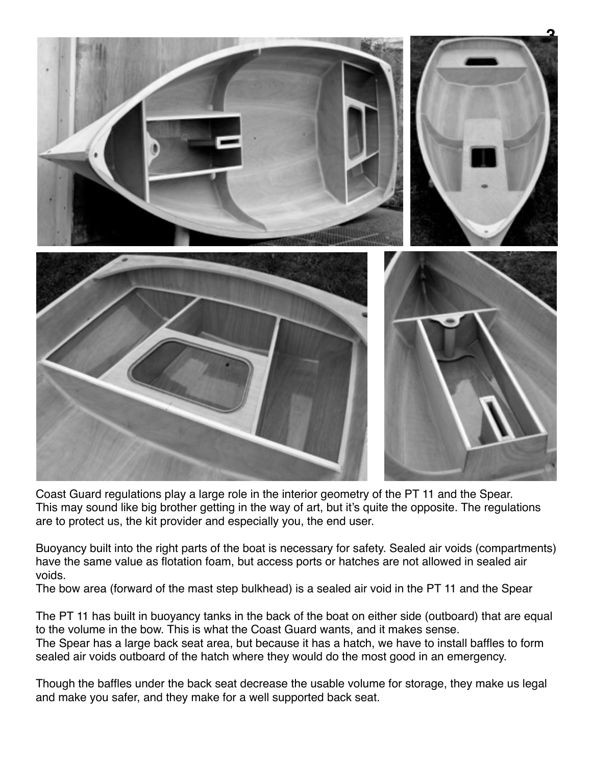Coast Guard regulations play a large role in the interior geometry of the PT 11 and the Spear. This may sound like big brother getting in the way of art, but it's quite the opposite. The regulations are to protect us, the kit provider and especially you, the end user.

Buoyancy built into the right parts of the boat is necessary for safety. Sealed air voids (compartments) have the same value as flotation foam, but access ports or hatches are not allowed in sealed air voids.
The bow area (forward of the mast step bulkhead) is a sealed air void in the PT 11 and the Spear

The PT 11 has built in buoyancy tanks in the back of the boat on either side (outboard) that are equal to the volume in the bow. This is what the Coast Guard wants, and it makes sense.
The Spear has a large back seat area, but because it has a hatch, we have to install baffles to form sealed air voids outboard of the hatch where they would do the most good in an emergency.

Though the baffles under the back seat decrease the usable volume for storage, they make us legal and make you safer, and they make for a well supported back seat.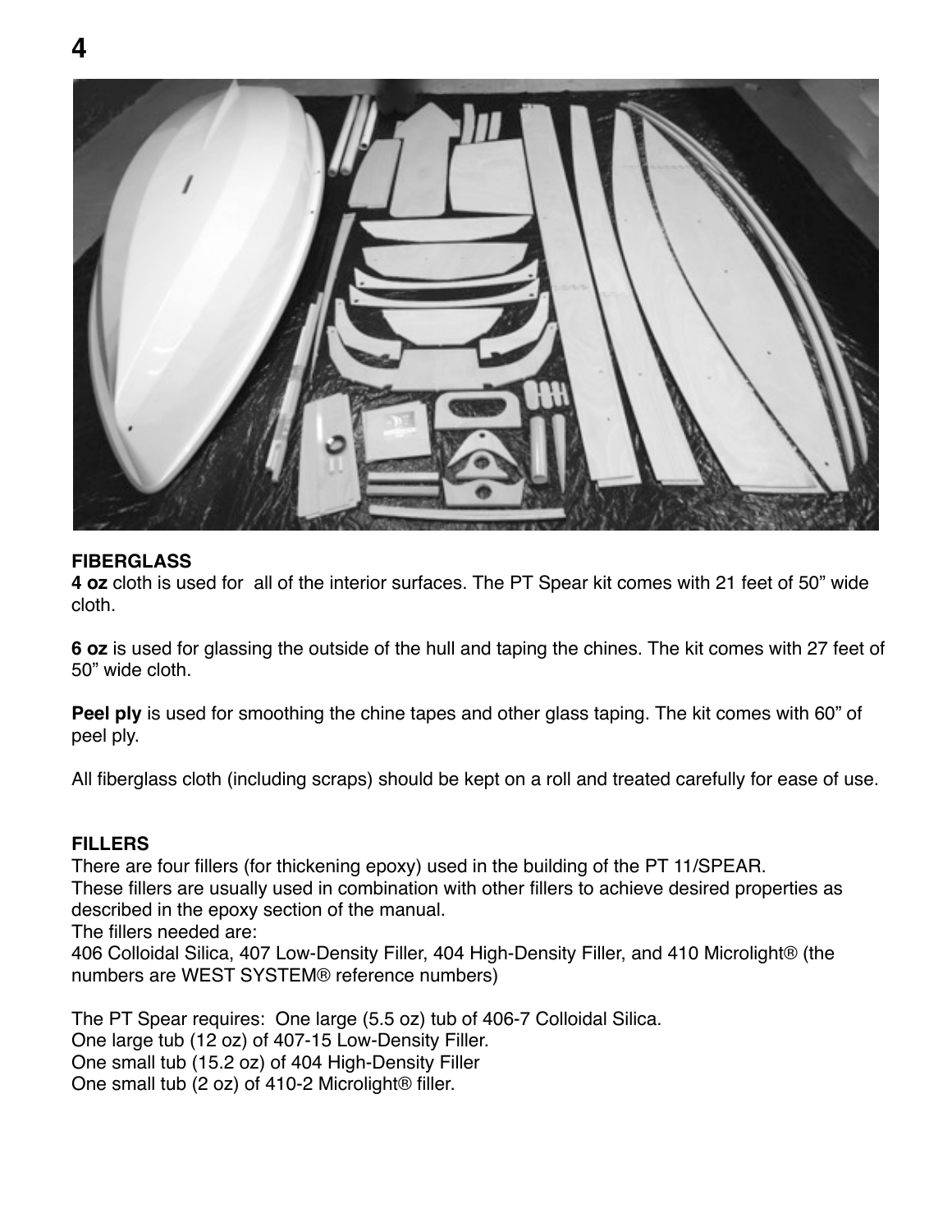## FIBERGLASS

**4 oz** cloth is used for  all of the interior surfaces. The PT Spear kit comes with 21 feet of 50" wide cloth.

**6 oz** is used for glassing the outside of the hull and taping the chines. The kit comes with 27 feet of 50" wide cloth.

**Peel ply** is used for smoothing the chine tapes and other glass taping. The kit comes with 60" of peel ply.

All fiberglass cloth (including scraps) should be kept on a roll and treated carefully for ease of use.

## FILLERS

There are four fillers (for thickening epoxy) used in the building of the PT 11/SPEAR.
These fillers are usually used in combination with other fillers to achieve desired properties as described in the epoxy section of the manual.
The fillers needed are:
406 Colloidal Silica, 407 Low-Density Filler, 404 High-Density Filler, and 410 Microlight® (the numbers are WEST SYSTEM® reference numbers)

The PT Spear requires:  One large (5.5 oz) tub of 406-7 Colloidal Silica.
One large tub (12 oz) of 407-15 Low-Density Filler.
One small tub (15.2 oz) of 404 High-Density Filler
One small tub (2 oz) of 410-2 Microlight® filler.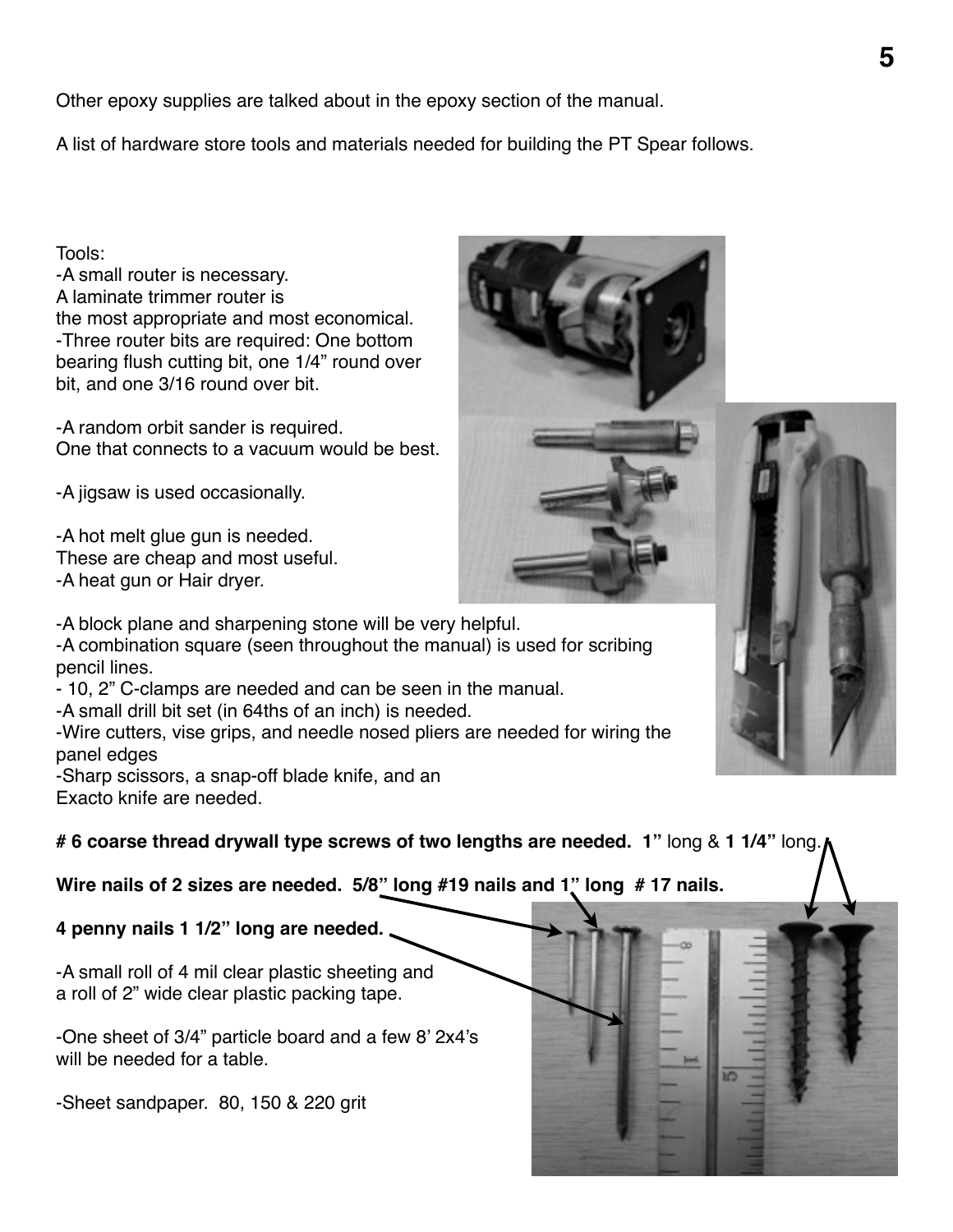Other epoxy supplies are talked about in the epoxy section of the manual.

A list of hardware store tools and materials needed for building the PT Spear follows.

Tools:

-A small router is necessary. A laminate trimmer router is the most appropriate and most economical.
-Three router bits are required: One bottom bearing flush cutting bit, one 1/4" round over bit, and one 3/16 round over bit.

-A random orbit sander is required. One that connects to a vacuum would be best.

-A jigsaw is used occasionally.

-A hot melt glue gun is needed. These are cheap and most useful.
-A heat gun or Hair dryer.

-A block plane and sharpening stone will be very helpful.
-A combination square (seen throughout the manual) is used for scribing pencil lines.
- 10, 2" C-clamps are needed and can be seen in the manual.
-A small drill bit set (in 64ths of an inch) is needed.
-Wire cutters, vise grips, and needle nosed pliers are needed for wiring the panel edges
-Sharp scissors, a snap-off blade knife, and an Exacto knife are needed.

**# 6 coarse thread drywall type screws of two lengths are needed. 1"** long & **1 1/4"** long.

**Wire nails of 2 sizes are needed. 5/8" long #19 nails and 1" long # 17 nails.**

**4 penny nails 1 1/2" long are needed.**

-A small roll of 4 mil clear plastic sheeting and a roll of 2" wide clear plastic packing tape.

-One sheet of 3/4" particle board and a few 8' 2x4's will be needed for a table.

-Sheet sandpaper. 80, 150 & 220 grit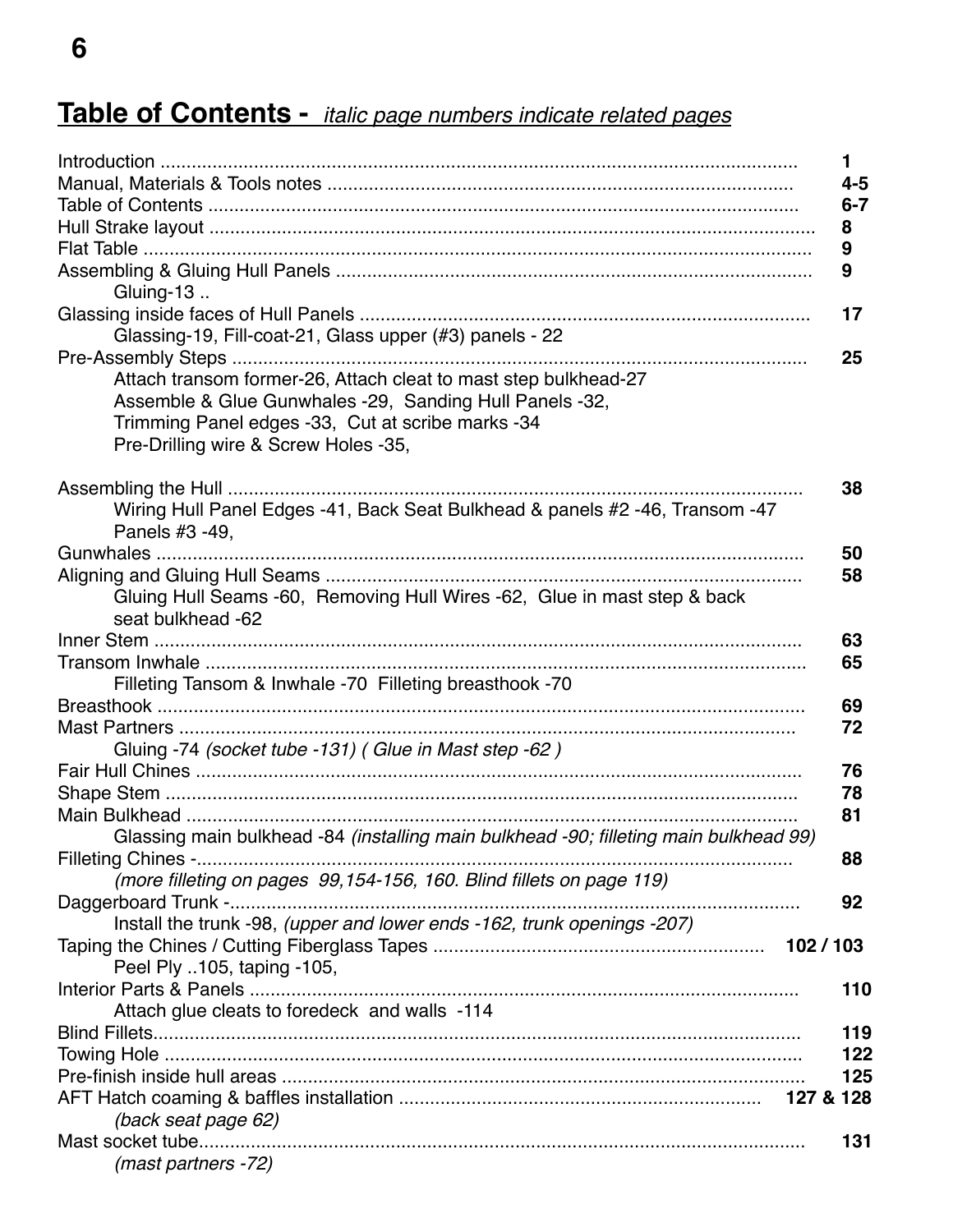## Table of Contents - *italic page numbers indicate related pages*

| | |
|---|---|
| Introduction | **1** |
| Manual, Materials & Tools notes | **4-5** |
| Table of Contents | **6-7** |
| Hull Strake layout | **8** |
| Flat Table | **9** |
| Assembling & Gluing Hull Panels | **9** |
| &nbsp;&nbsp;&nbsp;&nbsp;Gluing-13 .. | |
| Glassing inside faces of Hull Panels | **17** |
| &nbsp;&nbsp;&nbsp;&nbsp;Glassing-19, Fill-coat-21, Glass upper (#3) panels - 22 | |
| Pre-Assembly Steps | **25** |
| &nbsp;&nbsp;&nbsp;&nbsp;Attach transom former-26, Attach cleat to mast step bulkhead-27 | |
| &nbsp;&nbsp;&nbsp;&nbsp;Assemble & Glue Gunwhales -29, Sanding Hull Panels -32, | |
| &nbsp;&nbsp;&nbsp;&nbsp;Trimming Panel edges -33, Cut at scribe marks -34 | |
| &nbsp;&nbsp;&nbsp;&nbsp;Pre-Drilling wire & Screw Holes -35, | |
| Assembling the Hull | **38** |
| &nbsp;&nbsp;&nbsp;&nbsp;Wiring Hull Panel Edges -41, Back Seat Bulkhead & panels #2 -46, Transom -47 Panels #3 -49, | |
| Gunwhales | **50** |
| Aligning and Gluing Hull Seams | **58** |
| &nbsp;&nbsp;&nbsp;&nbsp;Gluing Hull Seams -60, Removing Hull Wires -62, Glue in mast step & back seat bulkhead -62 | |
| Inner Stem | **63** |
| Transom Inwhale | **65** |
| &nbsp;&nbsp;&nbsp;&nbsp;Filleting Tansom & Inwhale -70 Filleting breasthook -70 | |
| Breasthook | **69** |
| Mast Partners | **72** |
| &nbsp;&nbsp;&nbsp;&nbsp;Gluing -74 *(socket tube -131) ( Glue in Mast step -62 )* | |
| Fair Hull Chines | **76** |
| Shape Stem | **78** |
| Main Bulkhead | **81** |
| &nbsp;&nbsp;&nbsp;&nbsp;Glassing main bulkhead -84 *(installing main bulkhead -90; filleting main bulkhead 99)* | |
| Filleting Chines - | **88** |
| &nbsp;&nbsp;&nbsp;&nbsp;*(more filleting on pages 99,154-156, 160. Blind fillets on page 119)* | |
| Daggerboard Trunk - | **92** |
| &nbsp;&nbsp;&nbsp;&nbsp;Install the trunk -98, *(upper and lower ends -162, trunk openings -207)* | |
| Taping the Chines / Cutting Fiberglass Tapes | **102 / 103** |
| &nbsp;&nbsp;&nbsp;&nbsp;Peel Ply ..105, taping -105, | |
| Interior Parts & Panels | **110** |
| &nbsp;&nbsp;&nbsp;&nbsp;Attach glue cleats to foredeck and walls -114 | |
| Blind Fillets | **119** |
| Towing Hole | **122** |
| Pre-finish inside hull areas | **125** |
| AFT Hatch coaming & baffles installation | **127 & 128** |
| &nbsp;&nbsp;&nbsp;&nbsp;*(back seat page 62)* | |
| Mast socket tube | **131** |
| &nbsp;&nbsp;&nbsp;&nbsp;*(mast partners -72)* | |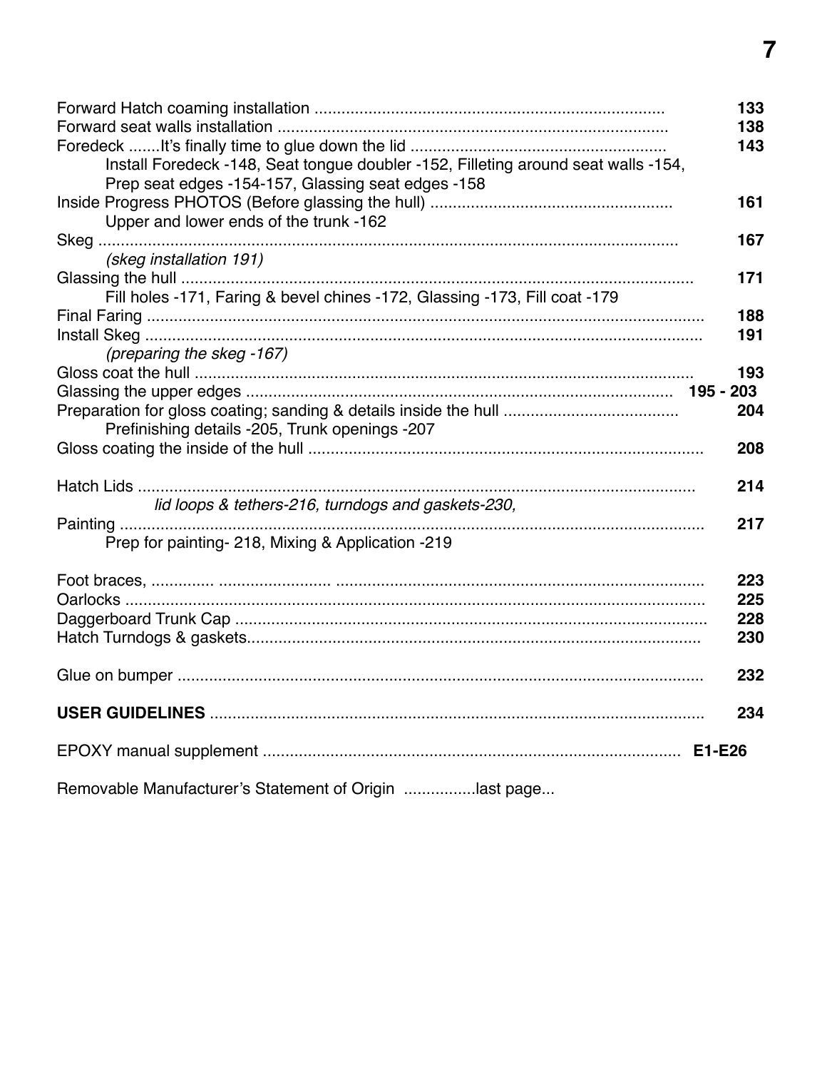Forward Hatch coaming installation ............................................................................ **133**
Forward seat walls installation ...................................................................................... **138**
Foredeck .......It's finally time to glue down the lid ........................................................ **143**
Install Foredeck -148, Seat tongue doubler -152, Filleting around seat walls -154, Prep seat edges -154-157, Glassing seat edges -158
Inside Progress PHOTOS (Before glassing the hull) ..................................................... **161**
Upper and lower ends of the trunk -162
Skeg ................................................................................................................................ **167**
*(skeg installation 191)*
Glassing the hull ............................................................................................................. **171**
Fill holes -171, Faring & bevel chines -172, Glassing -173, Fill coat -179
Final Faring ..................................................................................................................... **188**
Install Skeg ...................................................................................................................... **191**
*(preparing the skeg -167)*
Gloss coat the hull ........................................................................................................... **193**
Glassing the upper edges ............................................................................................ **195 - 203**
Preparation for gloss coating; sanding & details inside the hull ...................................... **204**
Prefinishing details -205, Trunk openings -207
Gloss coating the inside of the hull ................................................................................. **208**

Hatch Lids ...................................................................................................................... **214**
*lid loops & tethers-216, turndogs and gaskets-230,*
Painting ........................................................................................................................... **217**
Prep for painting- 218, Mixing & Application -219

Foot braces, .............. ......................... .................................................................... **223**
Oarlocks ......................................................................................................................... **225**
Daggerboard Trunk Cap .................................................................................................. **228**
Hatch Turndogs & gaskets.............................................................................................. **230**

Glue on bumper ............................................................................................................... **232**

**USER GUIDELINES** ........................................................................................................ **234**

EPOXY manual supplement ......................................................................................... **E1-E26**

Removable Manufacturer's Statement of Origin ................last page...